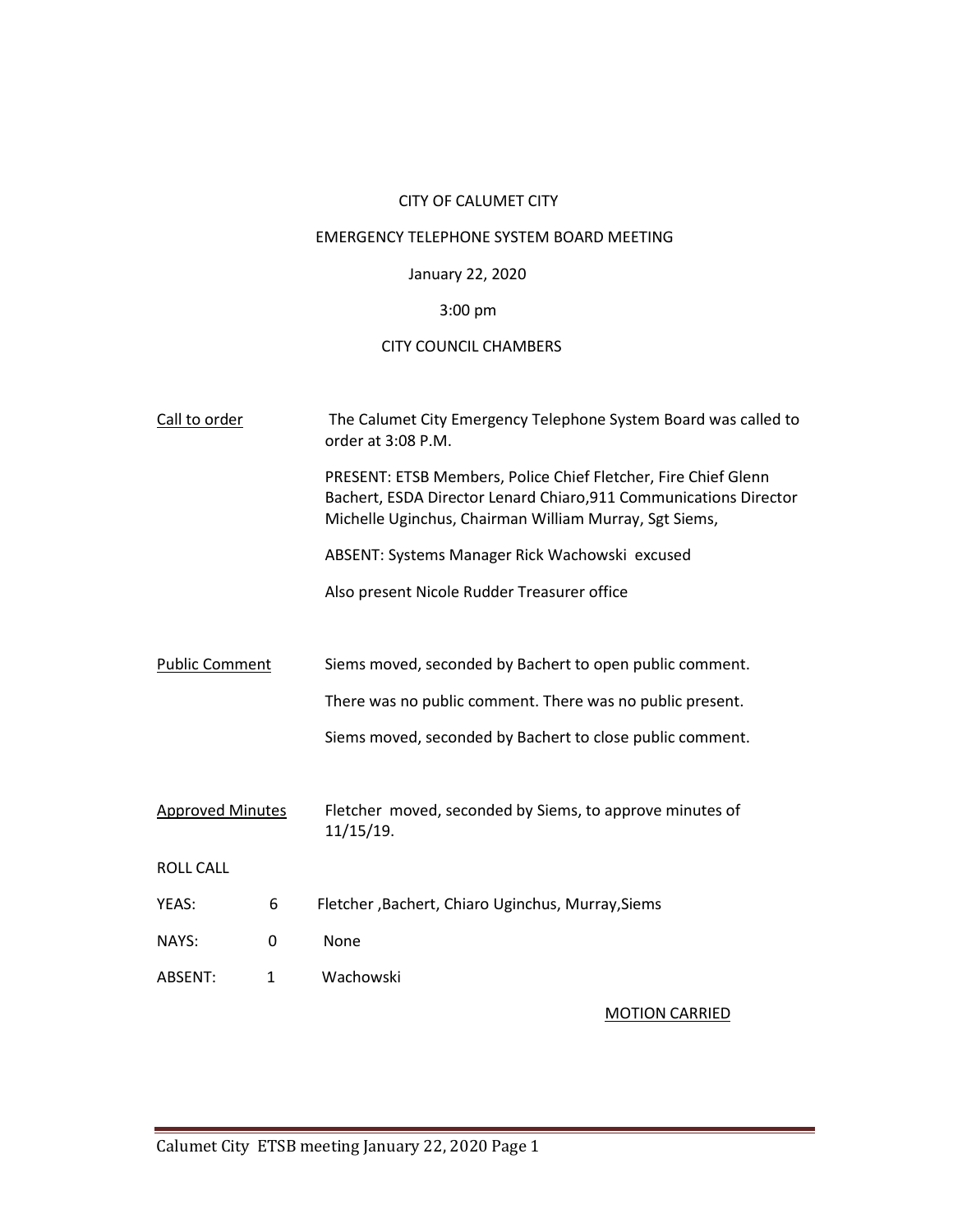CITY OF CALUMET CITY

EMERGENCY TELEPHONE SYSTEM BOARD MEETING

January 22, 2020

3:00 pm

CITY COUNCIL CHAMBERS

Call to order The Calumet City Emergency Telephone System Board was called to order at 3:08 P.M.

PRESENT: ETSB Members, Police Chief Fletcher, Fire Chief Glenn Bachert, ESDA Director Lenard Chiaro,911 Communications Director Michelle Uginchus, Chairman William Murray, Sgt Siems,

ABSENT: Systems Manager Rick Wachowski excused

Also present Nicole Rudder Treasurer office

Public Comment Siems moved, seconded by Bachert to open public comment.

There was no public comment. There was no public present.

Siems moved, seconded by Bachert to close public comment.

Approved Minutes Fletcher moved, seconded by Siems, to approve minutes of 11/15/19.

ROLL CALL

| | | |
|---|---|---|
| YEAS: | 6 | Fletcher ,Bachert, Chiaro Uginchus, Murray,Siems |
| NAYS: | 0 | None |
| ABSENT: | 1 | Wachowski |

MOTION CARRIED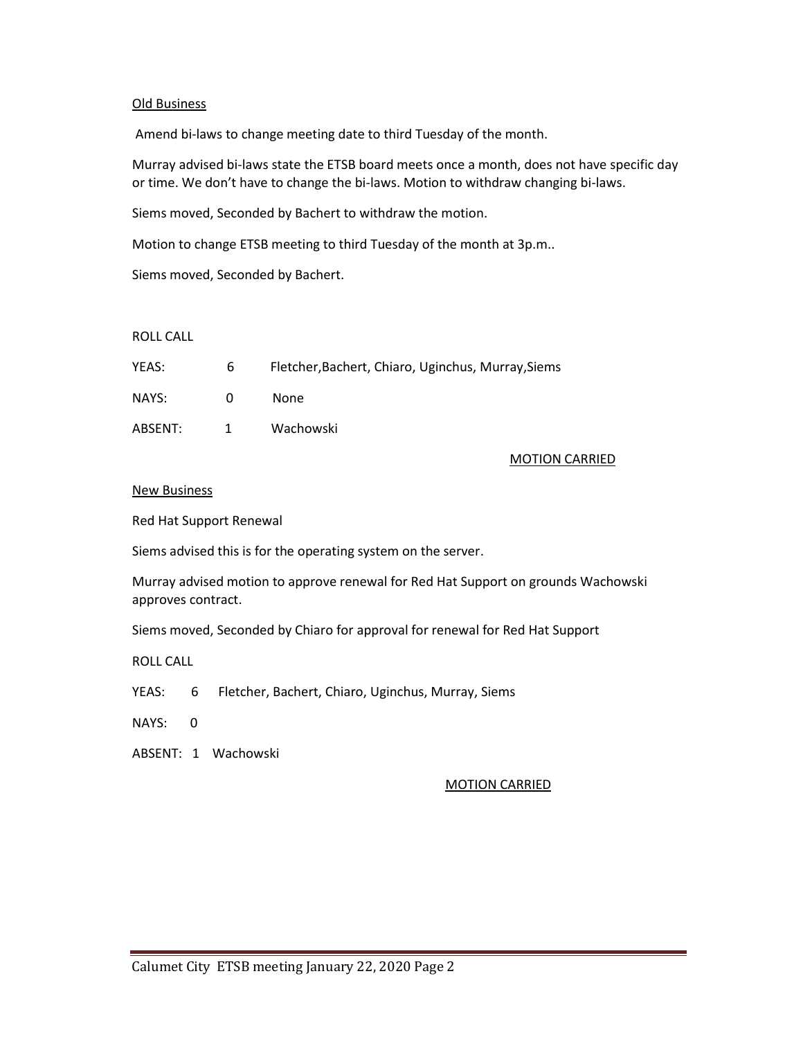Old Business

Amend bi-laws to change meeting date to third Tuesday of the month.

Murray advised bi-laws state the ETSB board meets once a month, does not have specific day or time. We don't have to change the bi-laws. Motion to withdraw changing bi-laws.

Siems moved, Seconded by Bachert to withdraw the motion.

Motion to change ETSB meeting to third Tuesday of the month at 3p.m..

Siems moved, Seconded by Bachert.

ROLL CALL

| | | |
|---|---|---|
| YEAS: | 6 | Fletcher,Bachert, Chiaro, Uginchus, Murray,Siems |
| NAYS: | 0 | None |
| ABSENT: | 1 | Wachowski |

MOTION CARRIED

New Business

Red Hat Support Renewal

Siems advised this is for the operating system on the server.

Murray advised motion to approve renewal for Red Hat Support on grounds Wachowski approves contract.

Siems moved, Seconded by Chiaro for approval for renewal for Red Hat Support

ROLL CALL

YEAS: 6 Fletcher, Bachert, Chiaro, Uginchus, Murray, Siems

NAYS: 0

ABSENT: 1 Wachowski

MOTION CARRIED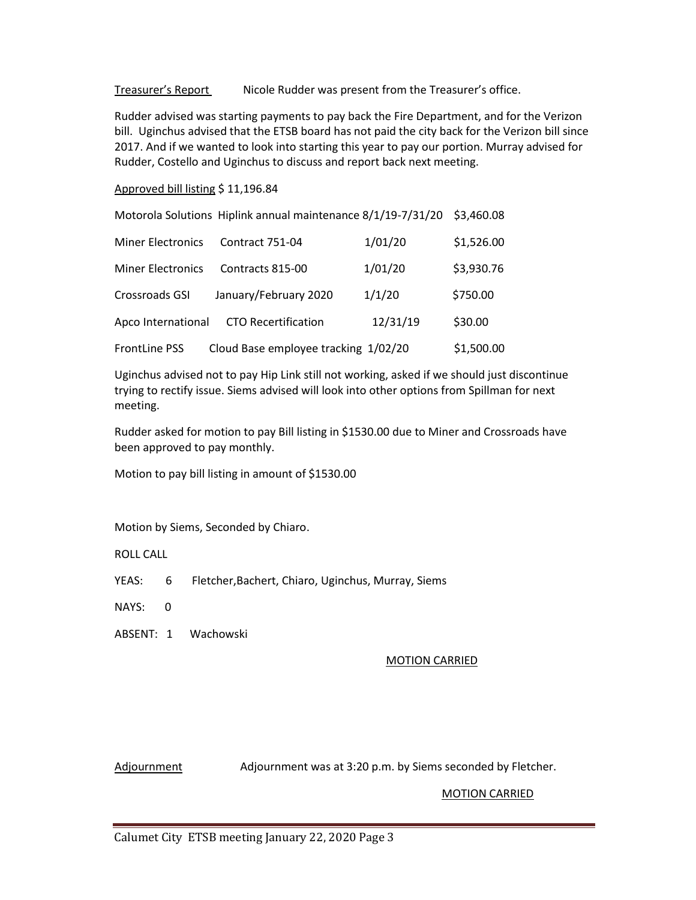Treasurer's Report Nicole Rudder was present from the Treasurer's office.

Rudder advised was starting payments to pay back the Fire Department, and for the Verizon bill. Uginchus advised that the ETSB board has not paid the city back for the Verizon bill since 2017. And if we wanted to look into starting this year to pay our portion. Murray advised for Rudder, Costello and Uginchus to discuss and report back next meeting.

Approved bill listing $ 11,196.84

| | | | |
|---|---|---|---|
| Motorola Solutions | Hiplink annual maintenance 8/1/19-7/31/20 | | $3,460.08 |
| Miner Electronics | Contract 751-04 | 1/01/20 | $1,526.00 |
| Miner Electronics | Contracts 815-00 | 1/01/20 | $3,930.76 |
| Crossroads GSI | January/February 2020 | 1/1/20 | $750.00 |
| Apco International | CTO Recertification | 12/31/19 | $30.00 |
| FrontLine PSS | Cloud Base employee tracking | 1/02/20 | $1,500.00 |

Uginchus advised not to pay Hip Link still not working, asked if we should just discontinue trying to rectify issue. Siems advised will look into other options from Spillman for next meeting.

Rudder asked for motion to pay Bill listing in $1530.00 due to Miner and Crossroads have been approved to pay monthly.

Motion to pay bill listing in amount of $1530.00

Motion by Siems, Seconded by Chiaro.

ROLL CALL

YEAS: 6 Fletcher,Bachert, Chiaro, Uginchus, Murray, Siems

NAYS: 0

ABSENT: 1 Wachowski

MOTION CARRIED

Adjournment Adjournment was at 3:20 p.m. by Siems seconded by Fletcher.

MOTION CARRIED